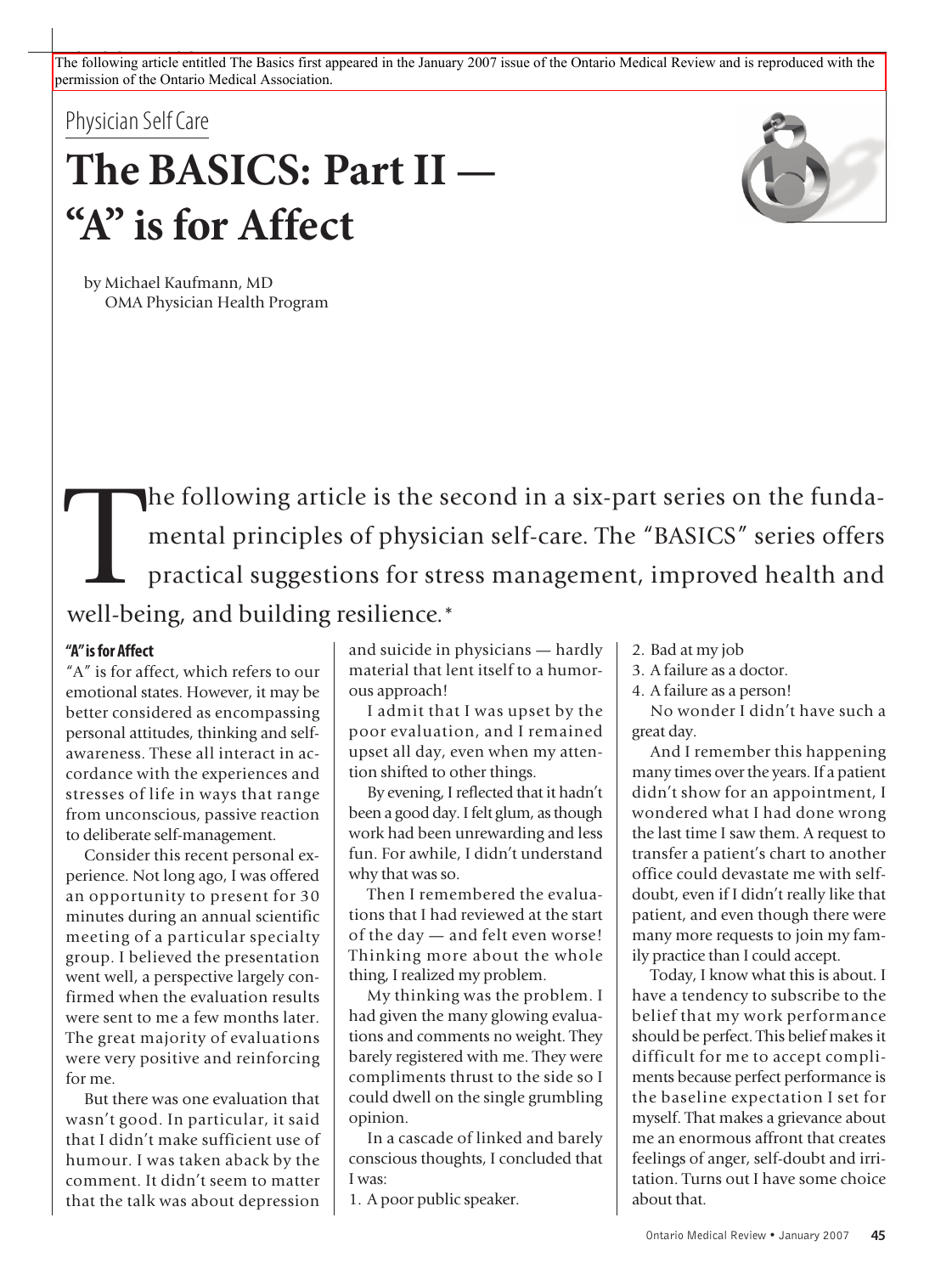The following article entitled The Basics first appeared in the January 2007 issue of the Ontario Medical Review and is reproduced with the permission of the Ontario Medical Association.

Physician Self Care

# The BASICS: Part II — "A" is for Affect

by Michael Kaufmann, MD
OMA Physician Health Program

The following article is the second in a six-part series on the fundamental principles of physician self-care. The "BASICS" series offers practical suggestions for stress management, improved health and well-being, and building resilience.*

### "A" is for Affect

"A" is for affect, which refers to our emotional states. However, it may be better considered as encompassing personal attitudes, thinking and self-awareness. These all interact in accordance with the experiences and stresses of life in ways that range from unconscious, passive reaction to deliberate self-management.

Consider this recent personal experience. Not long ago, I was offered an opportunity to present for 30 minutes during an annual scientific meeting of a particular specialty group. I believed the presentation went well, a perspective largely confirmed when the evaluation results were sent to me a few months later. The great majority of evaluations were very positive and reinforcing for me.

But there was one evaluation that wasn't good. In particular, it said that I didn't make sufficient use of humour. I was taken aback by the comment. It didn't seem to matter that the talk was about depression and suicide in physicians — hardly material that lent itself to a humorous approach!

I admit that I was upset by the poor evaluation, and I remained upset all day, even when my attention shifted to other things.

By evening, I reflected that it hadn't been a good day. I felt glum, as though work had been unrewarding and less fun. For awhile, I didn't understand why that was so.

Then I remembered the evaluations that I had reviewed at the start of the day — and felt even worse! Thinking more about the whole thing, I realized my problem.

My thinking was the problem. I had given the many glowing evaluations and comments no weight. They barely registered with me. They were compliments thrust to the side so I could dwell on the single grumbling opinion.

In a cascade of linked and barely conscious thoughts, I concluded that I was:

1. A poor public speaker.
2. Bad at my job
3. A failure as a doctor.
4. A failure as a person!

No wonder I didn't have such a great day.

And I remember this happening many times over the years. If a patient didn't show for an appointment, I wondered what I had done wrong the last time I saw them. A request to transfer a patient's chart to another office could devastate me with self-doubt, even if I didn't really like that patient, and even though there were many more requests to join my family practice than I could accept.

Today, I know what this is about. I have a tendency to subscribe to the belief that my work performance should be perfect. This belief makes it difficult for me to accept compliments because perfect performance is the baseline expectation I set for myself. That makes a grievance about me an enormous affront that creates feelings of anger, self-doubt and irritation. Turns out I have some choice about that.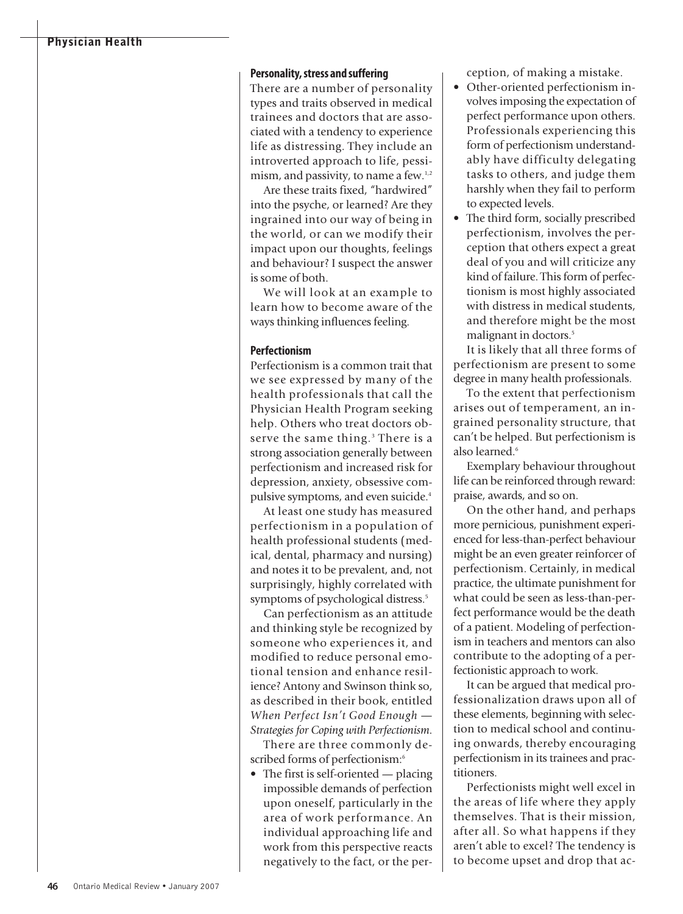## Personality, stress and suffering

There are a number of personality types and traits observed in medical trainees and doctors that are associated with a tendency to experience life as distressing. They include an introverted approach to life, pessimism, and passivity, to name a few.[1,2]

Are these traits fixed, "hardwired" into the psyche, or learned? Are they ingrained into our way of being in the world, or can we modify their impact upon our thoughts, feelings and behaviour? I suspect the answer is some of both.

We will look at an example to learn how to become aware of the ways thinking influences feeling.

## Perfectionism

Perfectionism is a common trait that we see expressed by many of the health professionals that call the Physician Health Program seeking help. Others who treat doctors observe the same thing.[3] There is a strong association generally between perfectionism and increased risk for depression, anxiety, obsessive compulsive symptoms, and even suicide.[4]

At least one study has measured perfectionism in a population of health professional students (medical, dental, pharmacy and nursing) and notes it to be prevalent, and, not surprisingly, highly correlated with symptoms of psychological distress.[5]

Can perfectionism as an attitude and thinking style be recognized by someone who experiences it, and modified to reduce personal emotional tension and enhance resilience? Antony and Swinson think so, as described in their book, entitled *When Perfect Isn't Good Enough — Strategies for Coping with Perfectionism*.

There are three commonly described forms of perfectionism:[6]

- The first is self-oriented — placing impossible demands of perfection upon oneself, particularly in the area of work performance. An individual approaching life and work from this perspective reacts negatively to the fact, or the perception, of making a mistake.
- Other-oriented perfectionism involves imposing the expectation of perfect performance upon others. Professionals experiencing this form of perfectionism understandably have difficulty delegating tasks to others, and judge them harshly when they fail to perform to expected levels.
- The third form, socially prescribed perfectionism, involves the perception that others expect a great deal of you and will criticize any kind of failure. This form of perfectionism is most highly associated with distress in medical students, and therefore might be the most malignant in doctors.[5]

It is likely that all three forms of perfectionism are present to some degree in many health professionals.

To the extent that perfectionism arises out of temperament, an ingrained personality structure, that can't be helped. But perfectionism is also learned.[6]

Exemplary behaviour throughout life can be reinforced through reward: praise, awards, and so on.

On the other hand, and perhaps more pernicious, punishment experienced for less-than-perfect behaviour might be an even greater reinforcer of perfectionism. Certainly, in medical practice, the ultimate punishment for what could be seen as less-than-perfect performance would be the death of a patient. Modeling of perfectionism in teachers and mentors can also contribute to the adopting of a perfectionistic approach to work.

It can be argued that medical professionalization draws upon all of these elements, beginning with selection to medical school and continuing onwards, thereby encouraging perfectionism in its trainees and practitioners.

Perfectionists might well excel in the areas of life where they apply themselves. That is their mission, after all. So what happens if they aren't able to excel? The tendency is to become upset and drop that ac-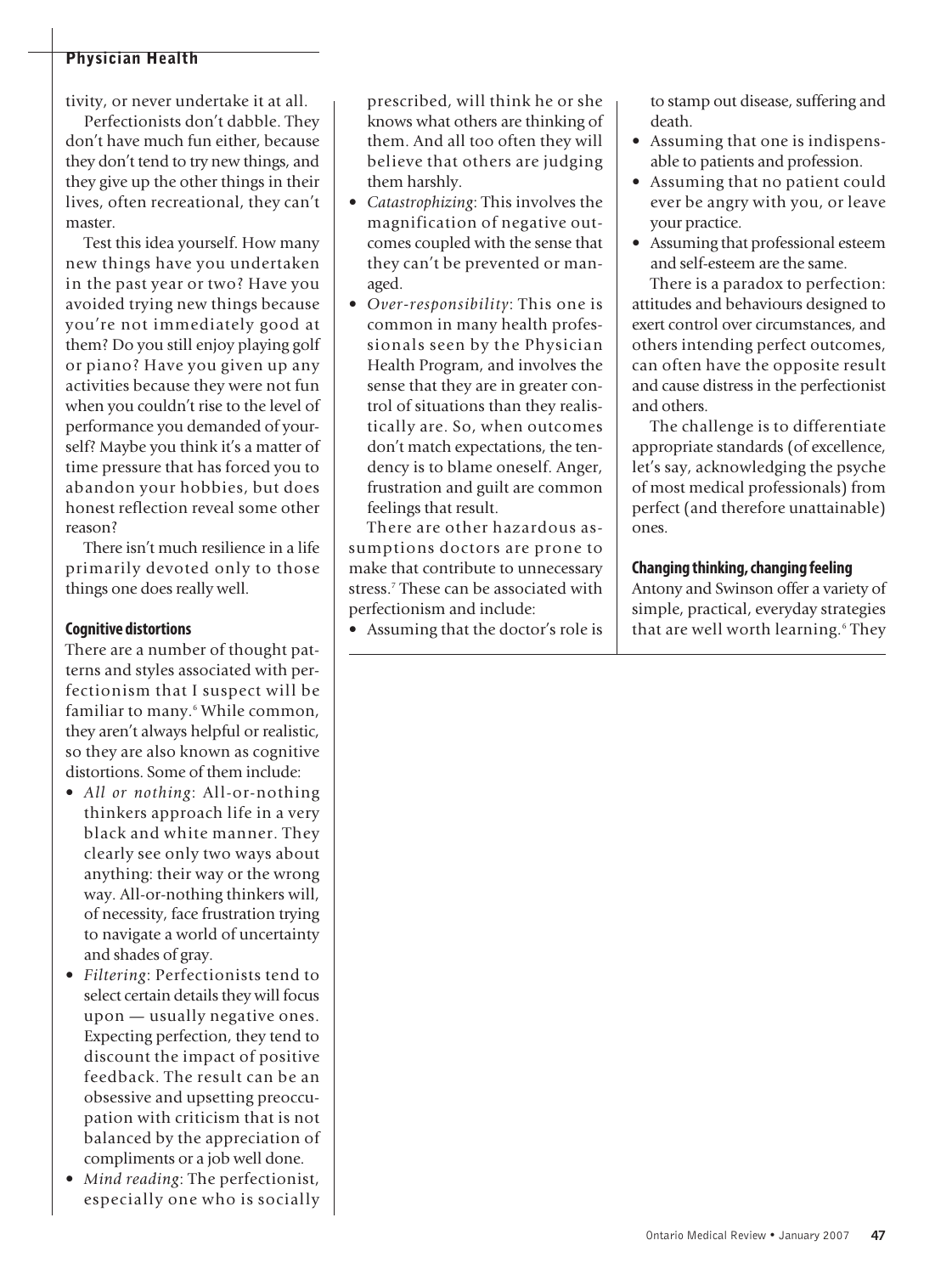tivity, or never undertake it at all.

Perfectionists don't dabble. They don't have much fun either, because they don't tend to try new things, and they give up the other things in their lives, often recreational, they can't master.

Test this idea yourself. How many new things have you undertaken in the past year or two? Have you avoided trying new things because you're not immediately good at them? Do you still enjoy playing golf or piano? Have you given up any activities because they were not fun when you couldn't rise to the level of performance you demanded of yourself? Maybe you think it's a matter of time pressure that has forced you to abandon your hobbies, but does honest reflection reveal some other reason?

There isn't much resilience in a life primarily devoted only to those things one does really well.

### Cognitive distortions

There are a number of thought patterns and styles associated with perfectionism that I suspect will be familiar to many.[6] While common, they aren't always helpful or realistic, so they are also known as cognitive distortions. Some of them include:

- *All or nothing*: All-or-nothing thinkers approach life in a very black and white manner. They clearly see only two ways about anything: their way or the wrong way. All-or-nothing thinkers will, of necessity, face frustration trying to navigate a world of uncertainty and shades of gray.
- *Filtering*: Perfectionists tend to select certain details they will focus upon — usually negative ones. Expecting perfection, they tend to discount the impact of positive feedback. The result can be an obsessive and upsetting preoccupation with criticism that is not balanced by the appreciation of compliments or a job well done.
- *Mind reading*: The perfectionist, especially one who is socially prescribed, will think he or she knows what others are thinking of them. And all too often they will believe that others are judging them harshly.
- *Catastrophizing*: This involves the magnification of negative outcomes coupled with the sense that they can't be prevented or managed.
- *Over-responsibility*: This one is common in many health professionals seen by the Physician Health Program, and involves the sense that they are in greater control of situations than they realistically are. So, when outcomes don't match expectations, the tendency is to blame oneself. Anger, frustration and guilt are common feelings that result.

There are other hazardous assumptions doctors are prone to make that contribute to unnecessary stress.[7] These can be associated with perfectionism and include:

- Assuming that the doctor's role is to stamp out disease, suffering and death.
- Assuming that one is indispensable to patients and profession.
- Assuming that no patient could ever be angry with you, or leave your practice.
- Assuming that professional esteem and self-esteem are the same.

There is a paradox to perfection: attitudes and behaviours designed to exert control over circumstances, and others intending perfect outcomes, can often have the opposite result and cause distress in the perfectionist and others.

The challenge is to differentiate appropriate standards (of excellence, let's say, acknowledging the psyche of most medical professionals) from perfect (and therefore unattainable) ones.

### Changing thinking, changing feeling

Antony and Swinson offer a variety of simple, practical, everyday strategies that are well worth learning.[6] They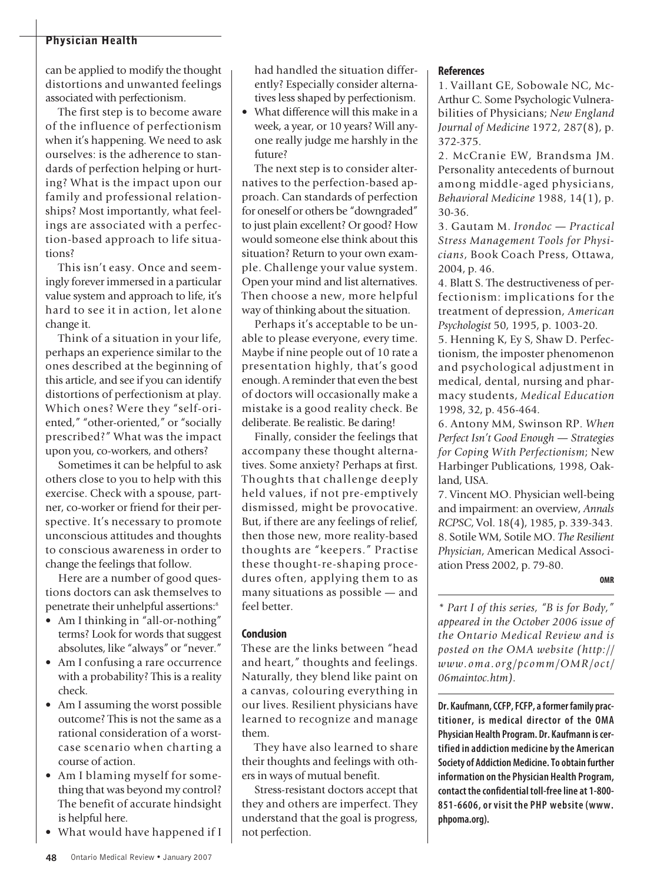can be applied to modify the thought distortions and unwanted feelings associated with perfectionism.

The first step is to become aware of the influence of perfectionism when it's happening. We need to ask ourselves: is the adherence to standards of perfection helping or hurting? What is the impact upon our family and professional relationships? Most importantly, what feelings are associated with a perfection-based approach to life situations?

This isn't easy. Once and seemingly forever immersed in a particular value system and approach to life, it's hard to see it in action, let alone change it.

Think of a situation in your life, perhaps an experience similar to the ones described at the beginning of this article, and see if you can identify distortions of perfectionism at play. Which ones? Were they "self-oriented," "other-oriented," or "socially prescribed?" What was the impact upon you, co-workers, and others?

Sometimes it can be helpful to ask others close to you to help with this exercise. Check with a spouse, partner, co-worker or friend for their perspective. It's necessary to promote unconscious attitudes and thoughts to conscious awareness in order to change the feelings that follow.

Here are a number of good questions doctors can ask themselves to penetrate their unhelpful assertions:[8]

- Am I thinking in "all-or-nothing" terms? Look for words that suggest absolutes, like "always" or "never."
- Am I confusing a rare occurrence with a probability? This is a reality check.
- Am I assuming the worst possible outcome? This is not the same as a rational consideration of a worst-case scenario when charting a course of action.
- Am I blaming myself for something that was beyond my control? The benefit of accurate hindsight is helpful here.
- What would have happened if I had handled the situation differently? Especially consider alternatives less shaped by perfectionism.
- What difference will this make in a week, a year, or 10 years? Will anyone really judge me harshly in the future?

The next step is to consider alternatives to the perfection-based approach. Can standards of perfection for oneself or others be "downgraded" to just plain excellent? Or good? How would someone else think about this situation? Return to your own example. Challenge your value system. Open your mind and list alternatives. Then choose a new, more helpful way of thinking about the situation.

Perhaps it's acceptable to be unable to please everyone, every time. Maybe if nine people out of 10 rate a presentation highly, that's good enough. A reminder that even the best of doctors will occasionally make a mistake is a good reality check. Be deliberate. Be realistic. Be daring!

Finally, consider the feelings that accompany these thought alternatives. Some anxiety? Perhaps at first. Thoughts that challenge deeply held values, if not pre-emptively dismissed, might be provocative. But, if there are any feelings of relief, then those new, more reality-based thoughts are "keepers." Practise these thought-re-shaping procedures often, applying them to as many situations as possible — and feel better.

## Conclusion

These are the links between "head and heart," thoughts and feelings. Naturally, they blend like paint on a canvas, colouring everything in our lives. Resilient physicians have learned to recognize and manage them.

They have also learned to share their thoughts and feelings with others in ways of mutual benefit.

Stress-resistant doctors accept that they and others are imperfect. They understand that the goal is progress, not perfection.

## References

1. Vaillant GE, Sobowale NC, McArthur C. Some Psychologic Vulnerabilities of Physicians; *New England Journal of Medicine* 1972, 287(8), p. 372-375.
2. McCranie EW, Brandsma JM. Personality antecedents of burnout among middle-aged physicians, *Behavioral Medicine* 1988, 14(1), p. 30-36.
3. Gautam M. *Irondoc — Practical Stress Management Tools for Physicians*, Book Coach Press, Ottawa, 2004, p. 46.
4. Blatt S. The destructiveness of perfectionism: implications for the treatment of depression, *American Psychologist* 50, 1995, p. 1003-20.
5. Henning K, Ey S, Shaw D. Perfectionism, the imposter phenomenon and psychological adjustment in medical, dental, nursing and pharmacy students, *Medical Education* 1998, 32, p. 456-464.
6. Antony MM, Swinson RP. *When Perfect Isn't Good Enough — Strategies for Coping With Perfectionism*; New Harbinger Publications, 1998, Oakland, USA.
7. Vincent MO. Physician well-being and impairment: an overview, *Annals RCPSC*, Vol. 18(4), 1985, p. 339-343.
8. Sotile WM, Sotile MO. *The Resilient Physician*, American Medical Association Press 2002, p. 79-80.

**OMR**

*\* Part I of this series, "B is for Body," appeared in the October 2006 issue of the Ontario Medical Review and is posted on the OMA website (http://www.oma.org/pcomm/OMR/oct/06maintoc.htm).*

**Dr. Kaufmann, CCFP, FCFP, a former family practitioner, is medical director of the OMA Physician Health Program. Dr. Kaufmann is certified in addiction medicine by the American Society of Addiction Medicine. To obtain further information on the Physician Health Program, contact the confidential toll-free line at 1-800-851-6606, or visit the PHP website (www.phpoma.org).**